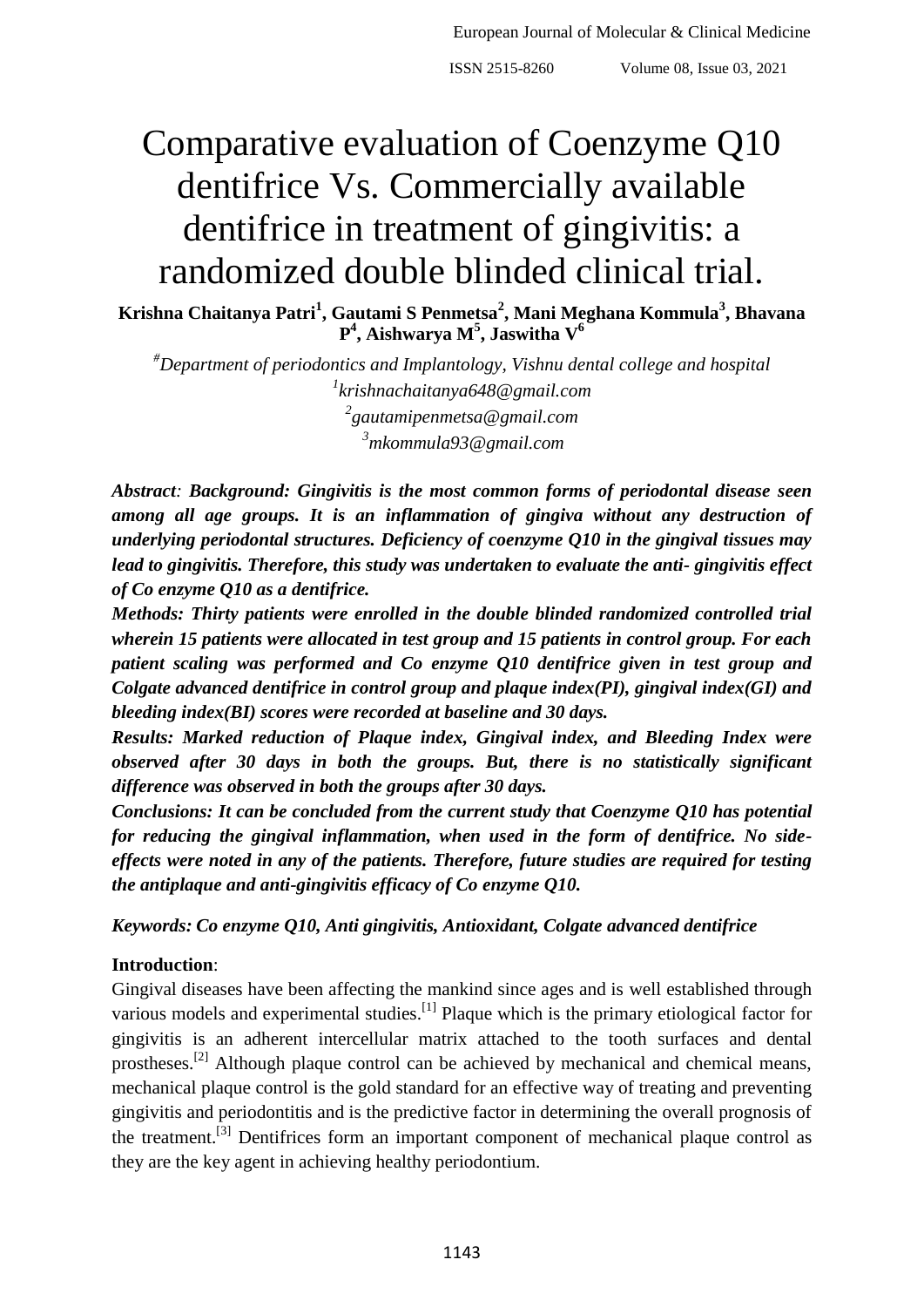# Comparative evaluation of Coenzyme Q10 dentifrice Vs. Commercially available dentifrice in treatment of gingivitis: a randomized double blinded clinical trial.

**Krishna Chaitanya Patri[1], Gautami S Penmetsa[2], Mani Meghana Kommula[3], Bhavana P[4], Aishwarya M[5], Jaswitha V[6]**

*[#]Department of periodontics and Implantology, Vishnu dental college and hospital*
*[1]krishnachaitanya648@gmail.com*
*[2]gautamipenmetsa@gmail.com*
*[3]mkommula93@gmail.com*

***Abstract**: Background: Gingivitis is the most common forms of periodontal disease seen among all age groups. It is an inflammation of gingiva without any destruction of underlying periodontal structures. Deficiency of coenzyme Q10 in the gingival tissues may lead to gingivitis. Therefore, this study was undertaken to evaluate the anti- gingivitis effect of Co enzyme Q10 as a dentifrice.*

***Methods: Thirty patients were enrolled in the double blinded randomized controlled trial wherein 15 patients were allocated in test group and 15 patients in control group. For each patient scaling was performed and Co enzyme Q10 dentifrice given in test group and Colgate advanced dentifrice in control group and plaque index(PI), gingival index(GI) and bleeding index(BI) scores were recorded at baseline and 30 days.***

***Results: Marked reduction of Plaque index, Gingival index, and Bleeding Index were observed after 30 days in both the groups. But, there is no statistically significant difference was observed in both the groups after 30 days.***

***Conclusions: It can be concluded from the current study that Coenzyme Q10 has potential for reducing the gingival inflammation, when used in the form of dentifrice. No side-effects were noted in any of the patients. Therefore, future studies are required for testing the antiplaque and anti-gingivitis efficacy of Co enzyme Q10.***

***Keywords: Co enzyme Q10, Anti gingivitis, Antioxidant, Colgate advanced dentifrice***

**Introduction**:

Gingival diseases have been affecting the mankind since ages and is well established through various models and experimental studies.[1] Plaque which is the primary etiological factor for gingivitis is an adherent intercellular matrix attached to the tooth surfaces and dental prostheses.[2] Although plaque control can be achieved by mechanical and chemical means, mechanical plaque control is the gold standard for an effective way of treating and preventing gingivitis and periodontitis and is the predictive factor in determining the overall prognosis of the treatment.[3] Dentifrices form an important component of mechanical plaque control as they are the key agent in achieving healthy periodontium.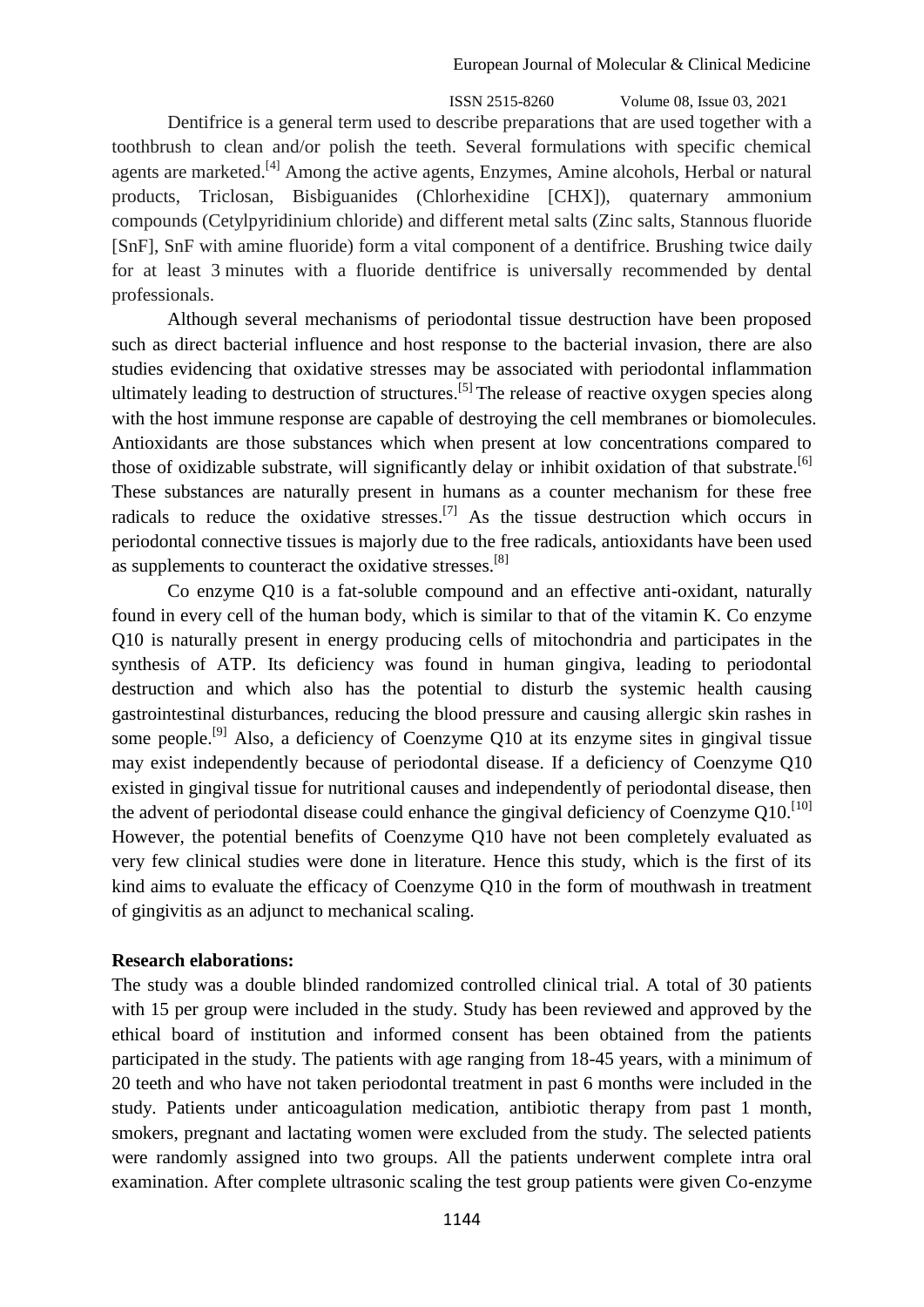Dentifrice is a general term used to describe preparations that are used together with a toothbrush to clean and/or polish the teeth. Several formulations with specific chemical agents are marketed.[4] Among the active agents, Enzymes, Amine alcohols, Herbal or natural products, Triclosan, Bisbiguanides (Chlorhexidine [CHX]), quaternary ammonium compounds (Cetylpyridinium chloride) and different metal salts (Zinc salts, Stannous fluoride [SnF], SnF with amine fluoride) form a vital component of a dentifrice. Brushing twice daily for at least 3 minutes with a fluoride dentifrice is universally recommended by dental professionals.

Although several mechanisms of periodontal tissue destruction have been proposed such as direct bacterial influence and host response to the bacterial invasion, there are also studies evidencing that oxidative stresses may be associated with periodontal inflammation ultimately leading to destruction of structures.[5] The release of reactive oxygen species along with the host immune response are capable of destroying the cell membranes or biomolecules. Antioxidants are those substances which when present at low concentrations compared to those of oxidizable substrate, will significantly delay or inhibit oxidation of that substrate.[6] These substances are naturally present in humans as a counter mechanism for these free radicals to reduce the oxidative stresses.[7] As the tissue destruction which occurs in periodontal connective tissues is majorly due to the free radicals, antioxidants have been used as supplements to counteract the oxidative stresses.[8]

Co enzyme Q10 is a fat-soluble compound and an effective anti-oxidant, naturally found in every cell of the human body, which is similar to that of the vitamin K. Co enzyme Q10 is naturally present in energy producing cells of mitochondria and participates in the synthesis of ATP. Its deficiency was found in human gingiva, leading to periodontal destruction and which also has the potential to disturb the systemic health causing gastrointestinal disturbances, reducing the blood pressure and causing allergic skin rashes in some people.[9] Also, a deficiency of Coenzyme Q10 at its enzyme sites in gingival tissue may exist independently because of periodontal disease. If a deficiency of Coenzyme Q10 existed in gingival tissue for nutritional causes and independently of periodontal disease, then the advent of periodontal disease could enhance the gingival deficiency of Coenzyme Q10.[10] However, the potential benefits of Coenzyme Q10 have not been completely evaluated as very few clinical studies were done in literature. Hence this study, which is the first of its kind aims to evaluate the efficacy of Coenzyme Q10 in the form of mouthwash in treatment of gingivitis as an adjunct to mechanical scaling.

**Research elaborations:**

The study was a double blinded randomized controlled clinical trial. A total of 30 patients with 15 per group were included in the study. Study has been reviewed and approved by the ethical board of institution and informed consent has been obtained from the patients participated in the study. The patients with age ranging from 18-45 years, with a minimum of 20 teeth and who have not taken periodontal treatment in past 6 months were included in the study. Patients under anticoagulation medication, antibiotic therapy from past 1 month, smokers, pregnant and lactating women were excluded from the study. The selected patients were randomly assigned into two groups. All the patients underwent complete intra oral examination. After complete ultrasonic scaling the test group patients were given Co-enzyme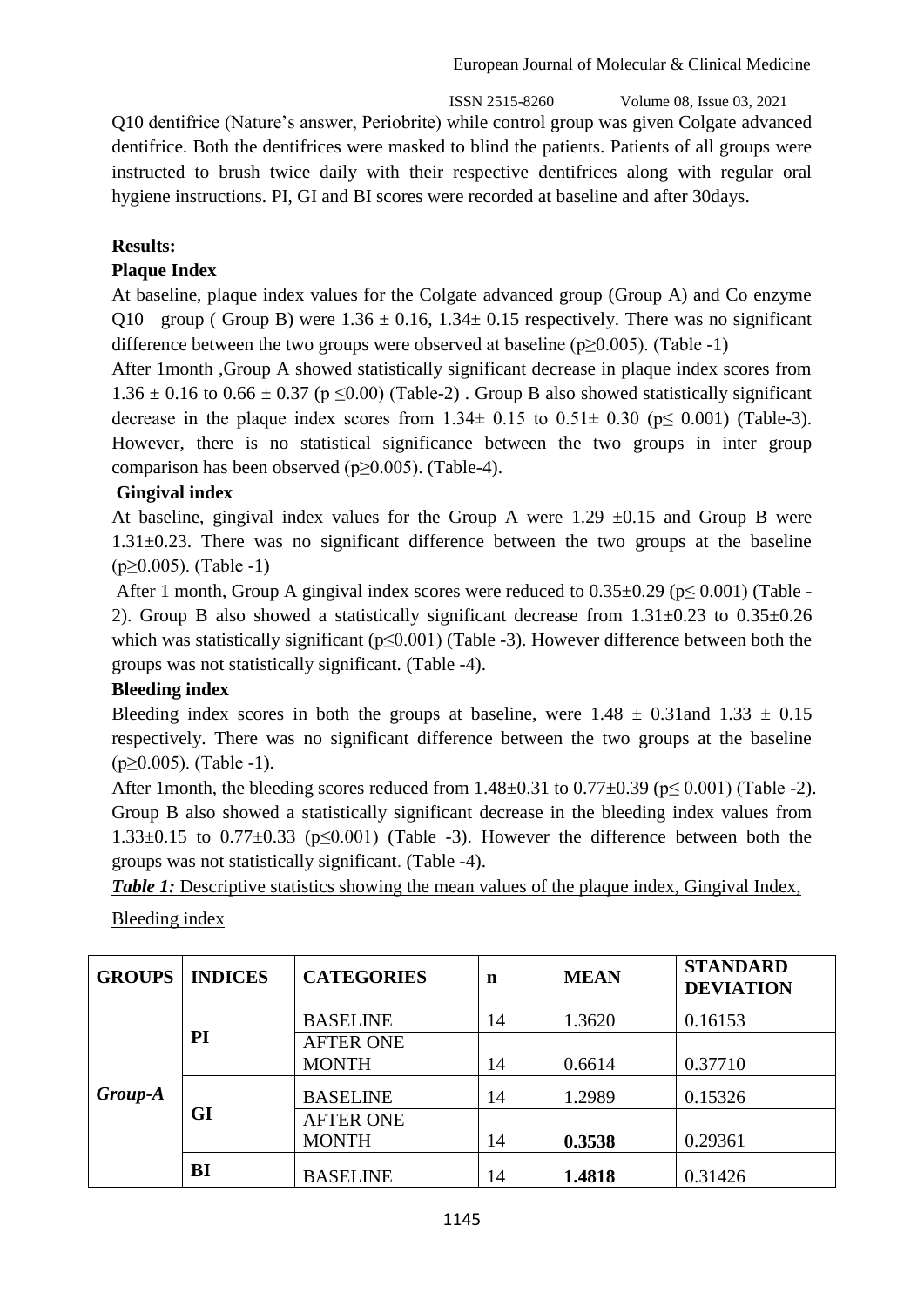Q10 dentifrice (Nature's answer, Periobrite) while control group was given Colgate advanced dentifrice. Both the dentifrices were masked to blind the patients. Patients of all groups were instructed to brush twice daily with their respective dentifrices along with regular oral hygiene instructions. PI, GI and BI scores were recorded at baseline and after 30days.

**Results:**

**Plaque Index**

At baseline, plaque index values for the Colgate advanced group (Group A) and Co enzyme Q10 group ( Group B) were $1.36 \pm 0.16$, $1.34\pm 0.15$ respectively. There was no significant difference between the two groups were observed at baseline ($p\geq 0.005$). (Table -1)

After 1month ,Group A showed statistically significant decrease in plaque index scores from $1.36 \pm 0.16$ to $0.66 \pm 0.37$ ($p \leq 0.00$) (Table-2) . Group B also showed statistically significant decrease in the plaque index scores from $1.34\pm 0.15$ to $0.51\pm 0.30$ ($p\leq 0.001$) (Table-3). However, there is no statistical significance between the two groups in inter group comparison has been observed ($p\geq 0.005$). (Table-4).

**Gingival index**

At baseline, gingival index values for the Group A were $1.29 \pm 0.15$ and Group B were $1.31\pm 0.23$. There was no significant difference between the two groups at the baseline ($p\geq 0.005$). (Table -1)

After 1 month, Group A gingival index scores were reduced to $0.35\pm 0.29$ ($p\leq 0.001$) (Table - 2). Group B also showed a statistically significant decrease from $1.31\pm 0.23$ to $0.35\pm 0.26$ which was statistically significant ($p\leq 0.001$) (Table -3). However difference between both the groups was not statistically significant. (Table -4).

**Bleeding index**

Bleeding index scores in both the groups at baseline, were $1.48 \pm 0.31$and $1.33 \pm 0.15$ respectively. There was no significant difference between the two groups at the baseline ($p\geq 0.005$). (Table -1).

After 1month, the bleeding scores reduced from $1.48\pm 0.31$ to $0.77\pm 0.39$ ($p\leq 0.001$) (Table -2). Group B also showed a statistically significant decrease in the bleeding index values from $1.33\pm 0.15$ to $0.77\pm 0.33$ ($p\leq 0.001$) (Table -3). However the difference between both the groups was not statistically significant. (Table -4).

***Table 1:*** Descriptive statistics showing the mean values of the plaque index, Gingival Index, Bleeding index

| GROUPS | INDICES | CATEGORIES | n | MEAN | STANDARD DEVIATION |
|---|---|---|---|---|---|
| *Group-A* | PI | BASELINE | 14 | 1.3620 | 0.16153 |
| | | AFTER ONE MONTH | 14 | 0.6614 | 0.37710 |
| | GI | BASELINE | 14 | 1.2989 | 0.15326 |
| | | AFTER ONE MONTH | 14 | **0.3538** | 0.29361 |
| | BI | BASELINE | 14 | **1.4818** | 0.31426 |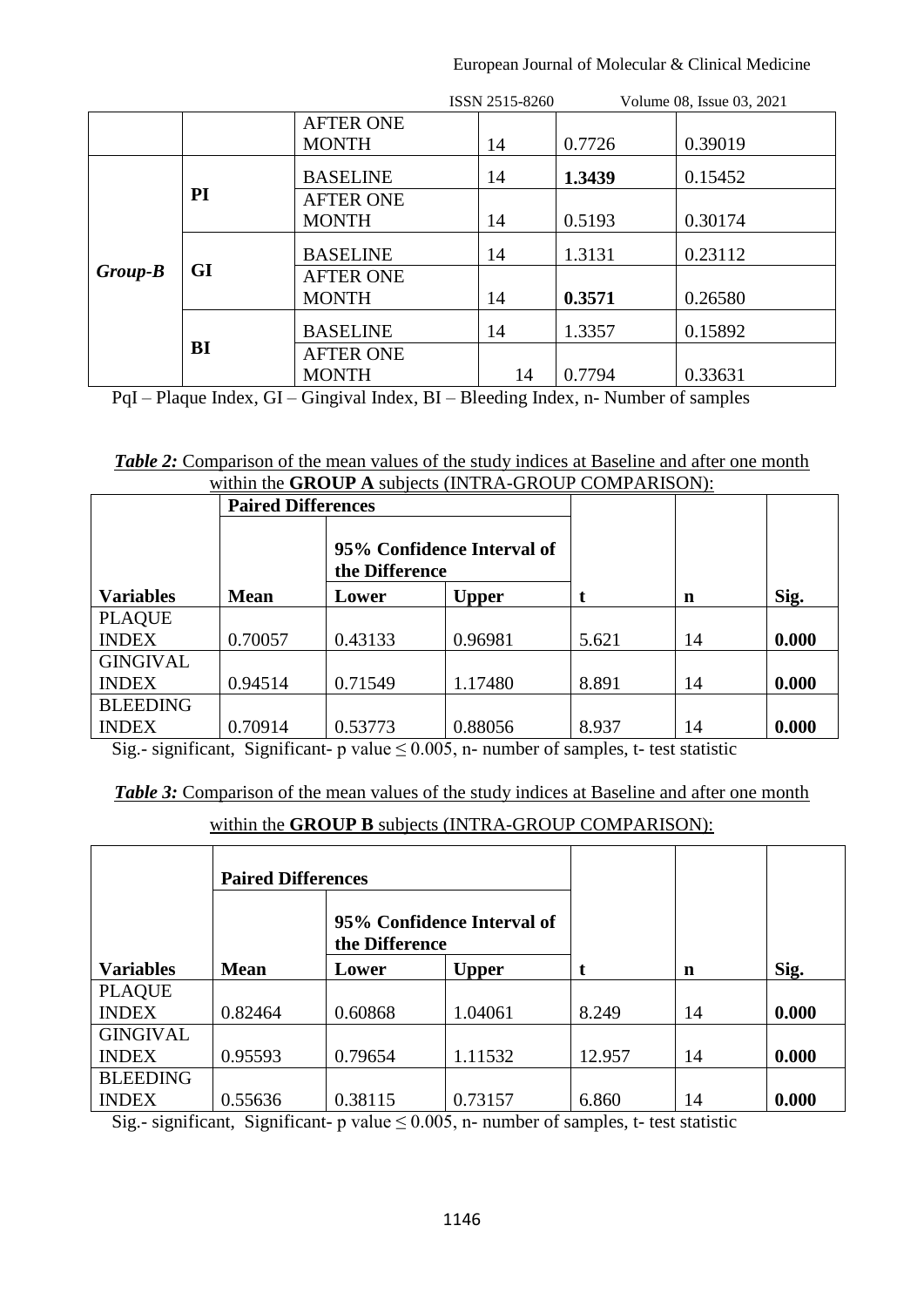|  |  | AFTER ONE MONTH | 14 | 0.7726 | 0.39019 |
|---|---|---|---|---|---|
| ***Group-B*** | **PI** | BASELINE | 14 | **1.3439** | 0.15452 |
|  |  | AFTER ONE MONTH | 14 | 0.5193 | 0.30174 |
|  | **GI** | BASELINE | 14 | 1.3131 | 0.23112 |
|  |  | AFTER ONE MONTH | 14 | **0.3571** | 0.26580 |
|  | **BI** | BASELINE | 14 | 1.3357 | 0.15892 |
|  |  | AFTER ONE MONTH | 14 | 0.7794 | 0.33631 |

PqI – Plaque Index, GI – Gingival Index, BI – Bleeding Index, n- Number of samples

***Table 2:*** Comparison of the mean values of the study indices at Baseline and after one month within the **GROUP A** subjects (INTRA-GROUP COMPARISON):

|  | **Paired Differences** |  |  |  |  |  |
|---|---|---|---|---|---|---|
|  |  | **95% Confidence Interval of the Difference** |  |  |  |  |
| **Variables** | **Mean** | **Lower** | **Upper** | **t** | **n** | **Sig.** |
| PLAQUE INDEX | 0.70057 | 0.43133 | 0.96981 | 5.621 | 14 | **0.000** |
| GINGIVAL INDEX | 0.94514 | 0.71549 | 1.17480 | 8.891 | 14 | **0.000** |
| BLEEDING INDEX | 0.70914 | 0.53773 | 0.88056 | 8.937 | 14 | **0.000** |

Sig.- significant, Significant- p value ≤ 0.005, n- number of samples, t- test statistic

***Table 3:*** Comparison of the mean values of the study indices at Baseline and after one month within the **GROUP B** subjects (INTRA-GROUP COMPARISON):

|  | **Paired Differences** |  |  |  |  |  |
|---|---|---|---|---|---|---|
|  |  | **95% Confidence Interval of the Difference** |  |  |  |  |
| **Variables** | **Mean** | **Lower** | **Upper** | **t** | **n** | **Sig.** |
| PLAQUE INDEX | 0.82464 | 0.60868 | 1.04061 | 8.249 | 14 | **0.000** |
| GINGIVAL INDEX | 0.95593 | 0.79654 | 1.11532 | 12.957 | 14 | **0.000** |
| BLEEDING INDEX | 0.55636 | 0.38115 | 0.73157 | 6.860 | 14 | **0.000** |

Sig.- significant, Significant- p value ≤ 0.005, n- number of samples, t- test statistic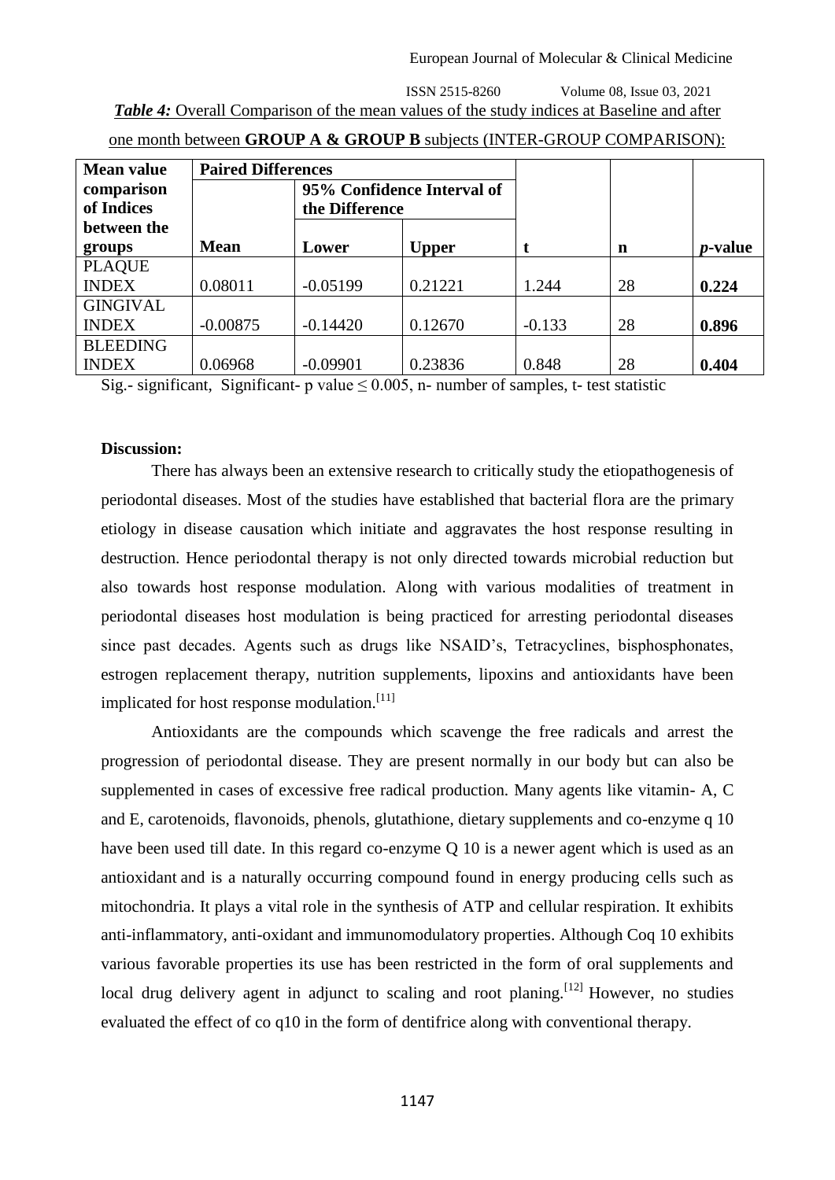*Table 4:* Overall Comparison of the mean values of the study indices at Baseline and after one month between **GROUP A & GROUP B** subjects (INTER-GROUP COMPARISON):

| Mean value comparison of Indices between the groups | Paired Differences | | | t | n | *p*-value |
|---|---|---|---|---|---|---|
| | Mean | 95% Confidence Interval of the Difference | | | | |
| | | Lower | Upper | | | |
| PLAQUE INDEX | 0.08011 | -0.05199 | 0.21221 | 1.244 | 28 | **0.224** |
| GINGIVAL INDEX | -0.00875 | -0.14420 | 0.12670 | -0.133 | 28 | **0.896** |
| BLEEDING INDEX | 0.06968 | -0.09901 | 0.23836 | 0.848 | 28 | **0.404** |

Sig.- significant, Significant- p value $\leq 0.005$, n- number of samples, t- test statistic

**Discussion:**

There has always been an extensive research to critically study the etiopathogenesis of periodontal diseases. Most of the studies have established that bacterial flora are the primary etiology in disease causation which initiate and aggravates the host response resulting in destruction. Hence periodontal therapy is not only directed towards microbial reduction but also towards host response modulation. Along with various modalities of treatment in periodontal diseases host modulation is being practiced for arresting periodontal diseases since past decades. Agents such as drugs like NSAID's, Tetracyclines, bisphosphonates, estrogen replacement therapy, nutrition supplements, lipoxins and antioxidants have been implicated for host response modulation.[11]

Antioxidants are the compounds which scavenge the free radicals and arrest the progression of periodontal disease. They are present normally in our body but can also be supplemented in cases of excessive free radical production. Many agents like vitamin- A, C and E, carotenoids, flavonoids, phenols, glutathione, dietary supplements and co-enzyme q 10 have been used till date. In this regard co-enzyme Q 10 is a newer agent which is used as an antioxidant and is a naturally occurring compound found in energy producing cells such as mitochondria. It plays a vital role in the synthesis of ATP and cellular respiration. It exhibits anti-inflammatory, anti-oxidant and immunomodulatory properties. Although Coq 10 exhibits various favorable properties its use has been restricted in the form of oral supplements and local drug delivery agent in adjunct to scaling and root planing.[12] However, no studies evaluated the effect of co q10 in the form of dentifrice along with conventional therapy.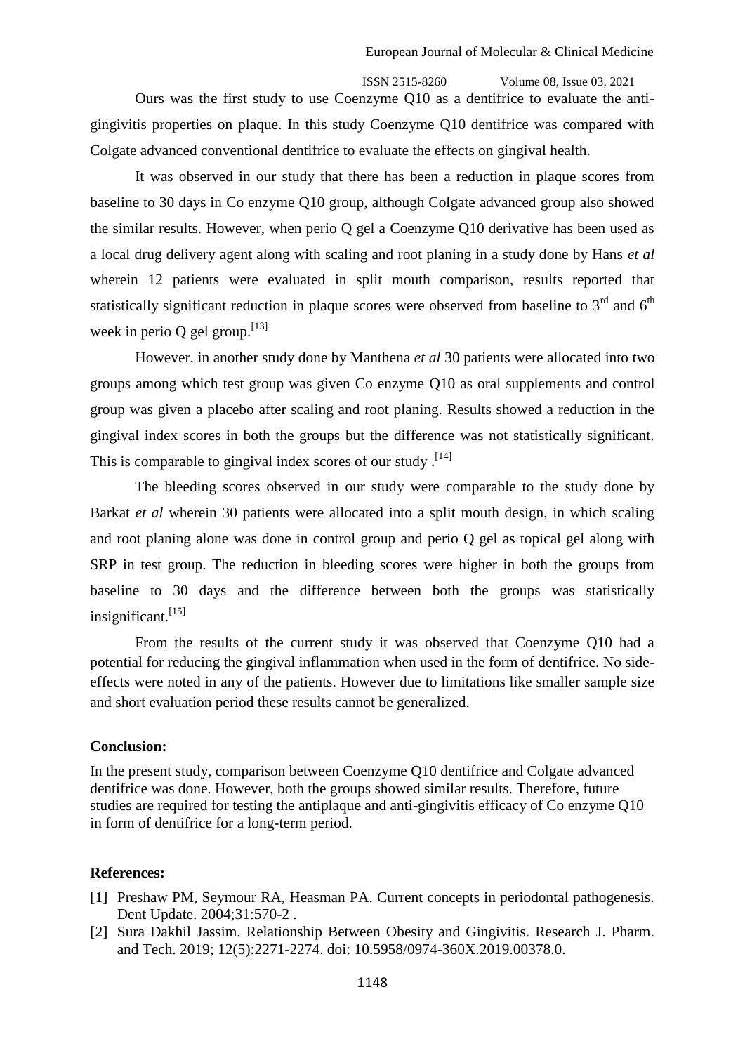Ours was the first study to use Coenzyme Q10 as a dentifrice to evaluate the anti-gingivitis properties on plaque. In this study Coenzyme Q10 dentifrice was compared with Colgate advanced conventional dentifrice to evaluate the effects on gingival health.

It was observed in our study that there has been a reduction in plaque scores from baseline to 30 days in Co enzyme Q10 group, although Colgate advanced group also showed the similar results. However, when perio Q gel a Coenzyme Q10 derivative has been used as a local drug delivery agent along with scaling and root planing in a study done by Hans *et al* wherein 12 patients were evaluated in split mouth comparison, results reported that statistically significant reduction in plaque scores were observed from baseline to 3rd and 6th week in perio Q gel group.[13]

However, in another study done by Manthena *et al* 30 patients were allocated into two groups among which test group was given Co enzyme Q10 as oral supplements and control group was given a placebo after scaling and root planing. Results showed a reduction in the gingival index scores in both the groups but the difference was not statistically significant. This is comparable to gingival index scores of our study .[14]

The bleeding scores observed in our study were comparable to the study done by Barkat *et al* wherein 30 patients were allocated into a split mouth design, in which scaling and root planing alone was done in control group and perio Q gel as topical gel along with SRP in test group. The reduction in bleeding scores were higher in both the groups from baseline to 30 days and the difference between both the groups was statistically insignificant.[15]

From the results of the current study it was observed that Coenzyme Q10 had a potential for reducing the gingival inflammation when used in the form of dentifrice. No side-effects were noted in any of the patients. However due to limitations like smaller sample size and short evaluation period these results cannot be generalized.

## Conclusion:

In the present study, comparison between Coenzyme Q10 dentifrice and Colgate advanced dentifrice was done. However, both the groups showed similar results. Therefore, future studies are required for testing the antiplaque and anti-gingivitis efficacy of Co enzyme Q10 in form of dentifrice for a long-term period.

## References:

[1] Preshaw PM, Seymour RA, Heasman PA. Current concepts in periodontal pathogenesis. Dent Update. 2004;31:570-2 .

[2] Sura Dakhil Jassim. Relationship Between Obesity and Gingivitis. Research J. Pharm. and Tech. 2019; 12(5):2271-2274. doi: 10.5958/0974-360X.2019.00378.0.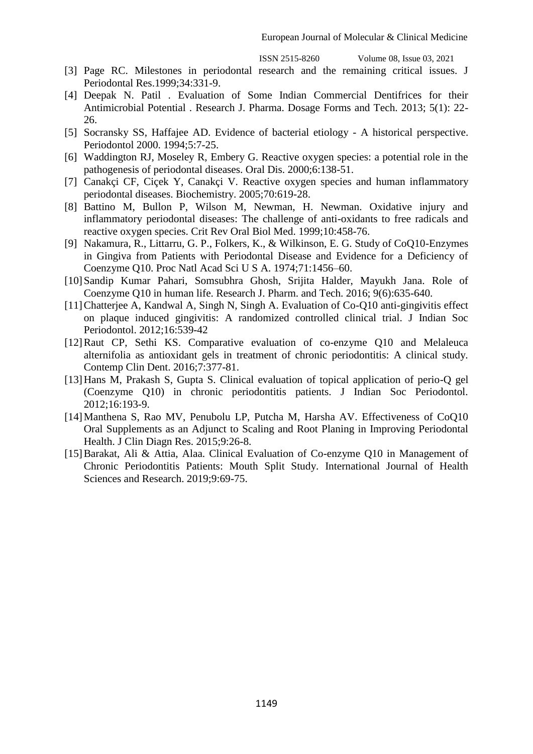[3] Page RC. Milestones in periodontal research and the remaining critical issues. J Periodontal Res.1999;34:331-9.

[4] Deepak N. Patil . Evaluation of Some Indian Commercial Dentifrices for their Antimicrobial Potential . Research J. Pharma. Dosage Forms and Tech. 2013; 5(1): 22-26.

[5] Socransky SS, Haffajee AD. Evidence of bacterial etiology - A historical perspective. Periodontol 2000. 1994;5:7-25.

[6] Waddington RJ, Moseley R, Embery G. Reactive oxygen species: a potential role in the pathogenesis of periodontal diseases. Oral Dis. 2000;6:138-51.

[7] Canakçi CF, Ciçek Y, Canakçi V. Reactive oxygen species and human inflammatory periodontal diseases. Biochemistry. 2005;70:619-28.

[8] Battino M, Bullon P, Wilson M, Newman, H. Newman. Oxidative injury and inflammatory periodontal diseases: The challenge of anti-oxidants to free radicals and reactive oxygen species. Crit Rev Oral Biol Med. 1999;10:458-76.

[9] Nakamura, R., Littarru, G. P., Folkers, K., & Wilkinson, E. G. Study of CoQ10-Enzymes in Gingiva from Patients with Periodontal Disease and Evidence for a Deficiency of Coenzyme Q10. Proc Natl Acad Sci U S A. 1974;71:1456–60.

[10] Sandip Kumar Pahari, Somsubhra Ghosh, Srijita Halder, Mayukh Jana. Role of Coenzyme Q10 in human life. Research J. Pharm. and Tech. 2016; 9(6):635-640.

[11] Chatterjee A, Kandwal A, Singh N, Singh A. Evaluation of Co-Q10 anti-gingivitis effect on plaque induced gingivitis: A randomized controlled clinical trial. J Indian Soc Periodontol. 2012;16:539-42

[12] Raut CP, Sethi KS. Comparative evaluation of co-enzyme Q10 and Melaleuca alternifolia as antioxidant gels in treatment of chronic periodontitis: A clinical study. Contemp Clin Dent. 2016;7:377-81.

[13] Hans M, Prakash S, Gupta S. Clinical evaluation of topical application of perio-Q gel (Coenzyme Q10) in chronic periodontitis patients. J Indian Soc Periodontol. 2012;16:193-9.

[14] Manthena S, Rao MV, Penubolu LP, Putcha M, Harsha AV. Effectiveness of CoQ10 Oral Supplements as an Adjunct to Scaling and Root Planing in Improving Periodontal Health. J Clin Diagn Res. 2015;9:26-8.

[15] Barakat, Ali & Attia, Alaa. Clinical Evaluation of Co-enzyme Q10 in Management of Chronic Periodontitis Patients: Mouth Split Study. International Journal of Health Sciences and Research. 2019;9:69-75.